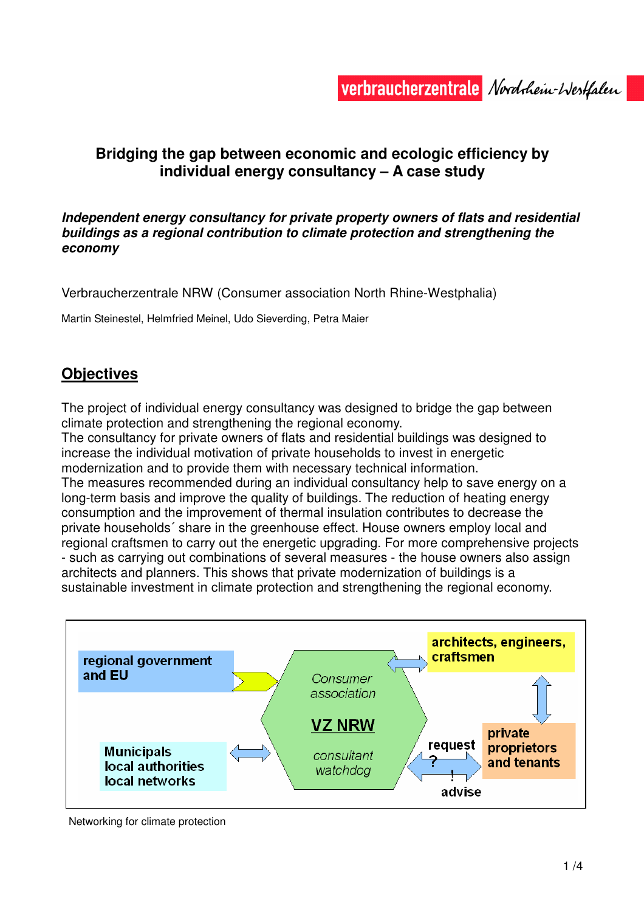# Bridging the gap between economic and ecologic efficiency by individual energy consultancy – A case study

***Independent energy consultancy for private property owners of flats and residential buildings as a regional contribution to climate protection and strengthening the economy***

Verbraucherzentrale NRW (Consumer association North Rhine-Westphalia)

Martin Steinestel, Helmfried Meinel, Udo Sieverding, Petra Maier

## Objectives

The project of individual energy consultancy was designed to bridge the gap between climate protection and strengthening the regional economy.
The consultancy for private owners of flats and residential buildings was designed to increase the individual motivation of private households to invest in energetic modernization and to provide them with necessary technical information.
The measures recommended during an individual consultancy help to save energy on a long-term basis and improve the quality of buildings. The reduction of heating energy consumption and the improvement of thermal insulation contributes to decrease the private households´ share in the greenhouse effect. House owners employ local and regional craftsmen to carry out the energetic upgrading. For more comprehensive projects - such as carrying out combinations of several measures - the house owners also assign architects and planners. This shows that private modernization of buildings is a sustainable investment in climate protection and strengthening the regional economy.

regional government and EU

Consumer association

VZ NRW

consultant watchdog

architects, engineers, craftsmen

private proprietors and tenants

request ?

! advise

Municipals
local authorities
local networks

Networking for climate protection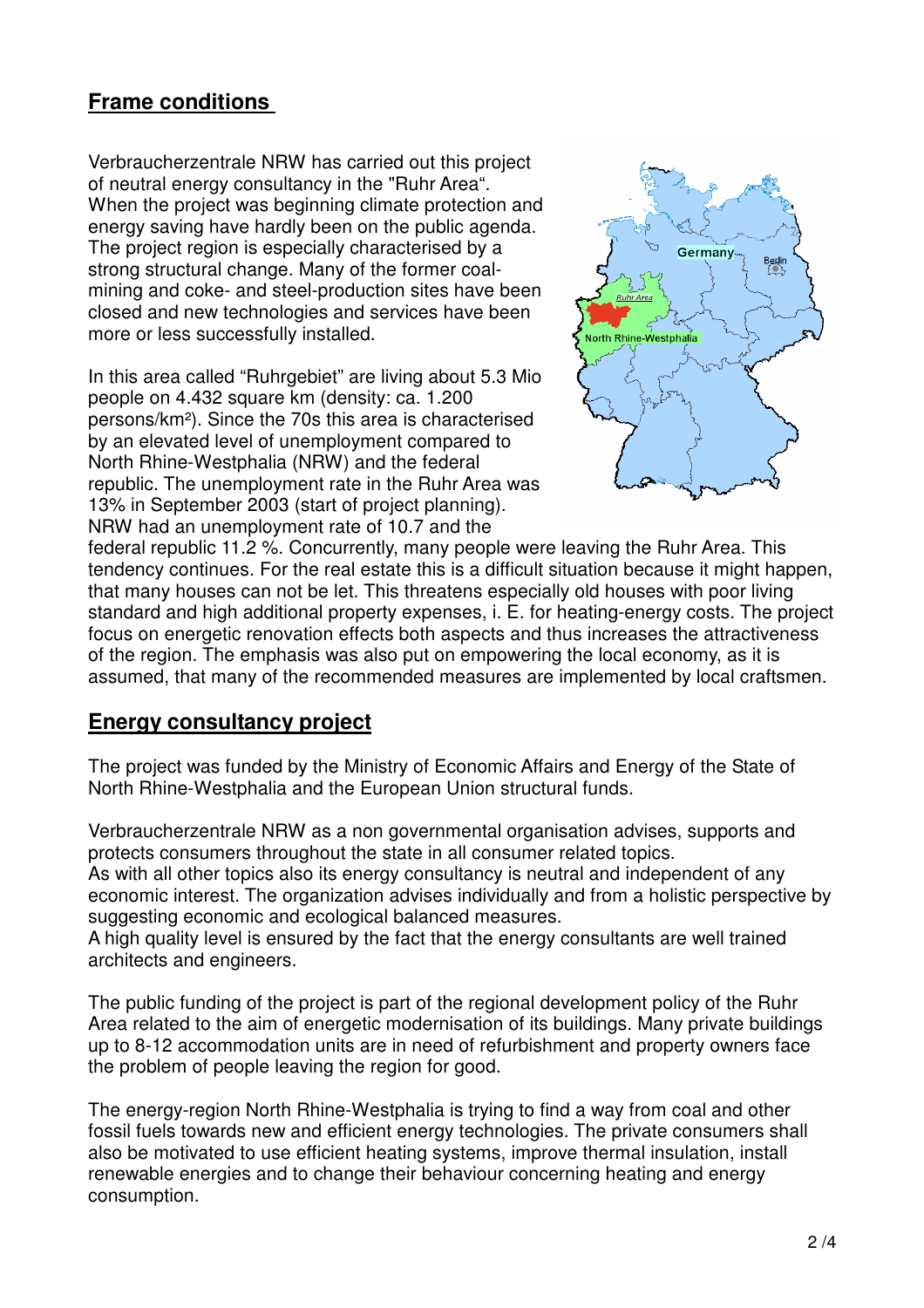## Frame conditions

Verbraucherzentrale NRW has carried out this project of neutral energy consultancy in the "Ruhr Area". When the project was beginning climate protection and energy saving have hardly been on the public agenda. The project region is especially characterised by a strong structural change. Many of the former coal-mining and coke- and steel-production sites have been closed and new technologies and services have been more or less successfully installed.

In this area called "Ruhrgebiet" are living about 5.3 Mio people on 4.432 square km (density: ca. 1.200 persons/km²). Since the 70s this area is characterised by an elevated level of unemployment compared to North Rhine-Westphalia (NRW) and the federal republic. The unemployment rate in the Ruhr Area was 13% in September 2003 (start of project planning). NRW had an unemployment rate of 10.7 and the federal republic 11.2 %. Concurrently, many people were leaving the Ruhr Area. This tendency continues. For the real estate this is a difficult situation because it might happen, that many houses can not be let. This threatens especially old houses with poor living standard and high additional property expenses, i. E. for heating-energy costs. The project focus on energetic renovation effects both aspects and thus increases the attractiveness of the region. The emphasis was also put on empowering the local economy, as it is assumed, that many of the recommended measures are implemented by local craftsmen.

## Energy consultancy project

The project was funded by the Ministry of Economic Affairs and Energy of the State of North Rhine-Westphalia and the European Union structural funds.

Verbraucherzentrale NRW as a non governmental organisation advises, supports and protects consumers throughout the state in all consumer related topics.
As with all other topics also its energy consultancy is neutral and independent of any economic interest. The organization advises individually and from a holistic perspective by suggesting economic and ecological balanced measures.
A high quality level is ensured by the fact that the energy consultants are well trained architects and engineers.

The public funding of the project is part of the regional development policy of the Ruhr Area related to the aim of energetic modernisation of its buildings. Many private buildings up to 8-12 accommodation units are in need of refurbishment and property owners face the problem of people leaving the region for good.

The energy-region North Rhine-Westphalia is trying to find a way from coal and other fossil fuels towards new and efficient energy technologies. The private consumers shall also be motivated to use efficient heating systems, improve thermal insulation, install renewable energies and to change their behaviour concerning heating and energy consumption.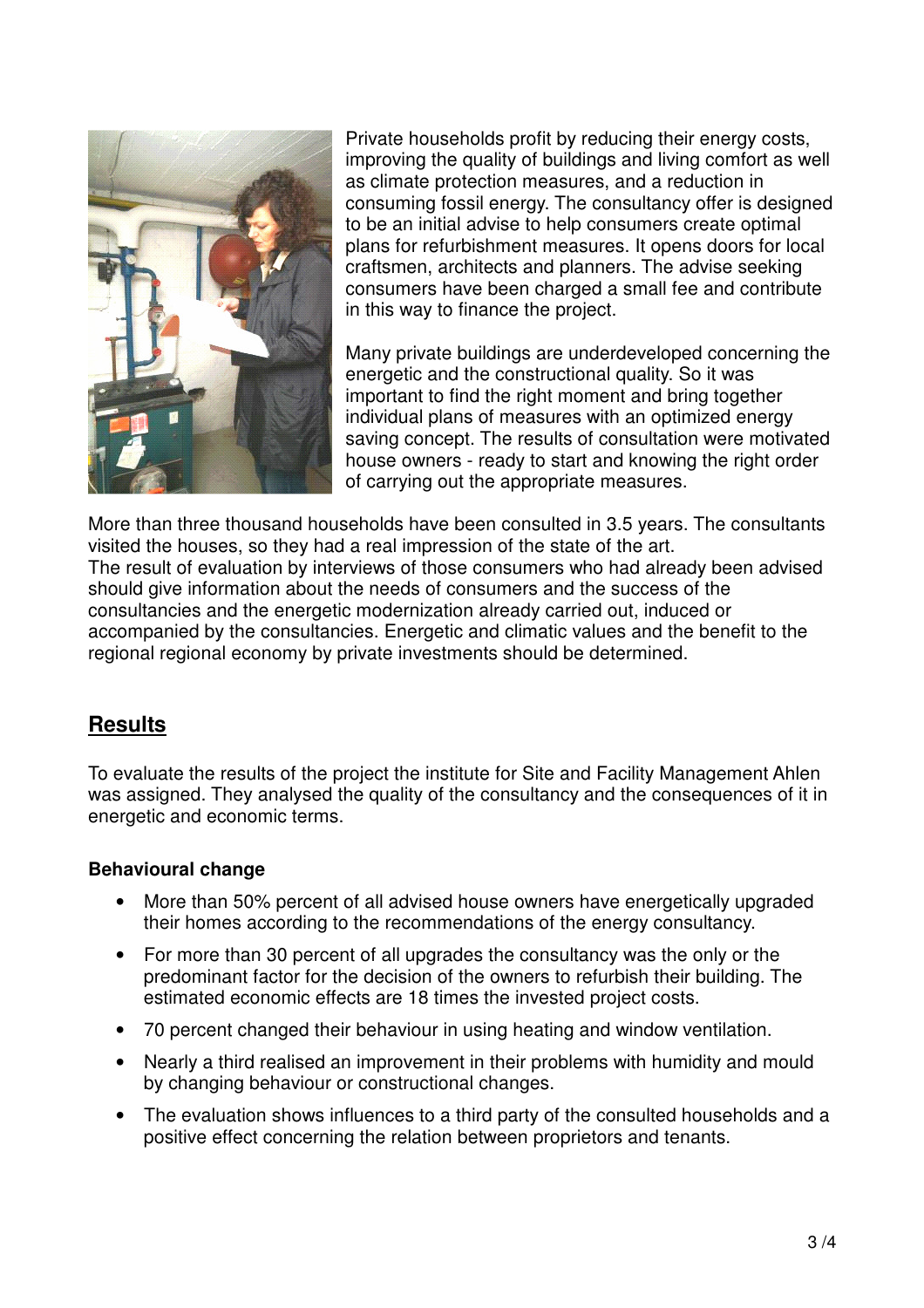Private households profit by reducing their energy costs, improving the quality of buildings and living comfort as well as climate protection measures, and a reduction in consuming fossil energy. The consultancy offer is designed to be an initial advise to help consumers create optimal plans for refurbishment measures. It opens doors for local craftsmen, architects and planners. The advise seeking consumers have been charged a small fee and contribute in this way to finance the project.

Many private buildings are underdeveloped concerning the energetic and the constructional quality. So it was important to find the right moment and bring together individual plans of measures with an optimized energy saving concept. The results of consultation were motivated house owners - ready to start and knowing the right order of carrying out the appropriate measures.

More than three thousand households have been consulted in 3.5 years. The consultants visited the houses, so they had a real impression of the state of the art.
The result of evaluation by interviews of those consumers who had already been advised should give information about the needs of consumers and the success of the consultancies and the energetic modernization already carried out, induced or accompanied by the consultancies. Energetic and climatic values and the benefit to the regional regional economy by private investments should be determined.

## Results

To evaluate the results of the project the institute for Site and Facility Management Ahlen was assigned. They analysed the quality of the consultancy and the consequences of it in energetic and economic terms.

### Behavioural change

- More than 50% percent of all advised house owners have energetically upgraded their homes according to the recommendations of the energy consultancy.
- For more than 30 percent of all upgrades the consultancy was the only or the predominant factor for the decision of the owners to refurbish their building. The estimated economic effects are 18 times the invested project costs.
- 70 percent changed their behaviour in using heating and window ventilation.
- Nearly a third realised an improvement in their problems with humidity and mould by changing behaviour or constructional changes.
- The evaluation shows influences to a third party of the consulted households and a positive effect concerning the relation between proprietors and tenants.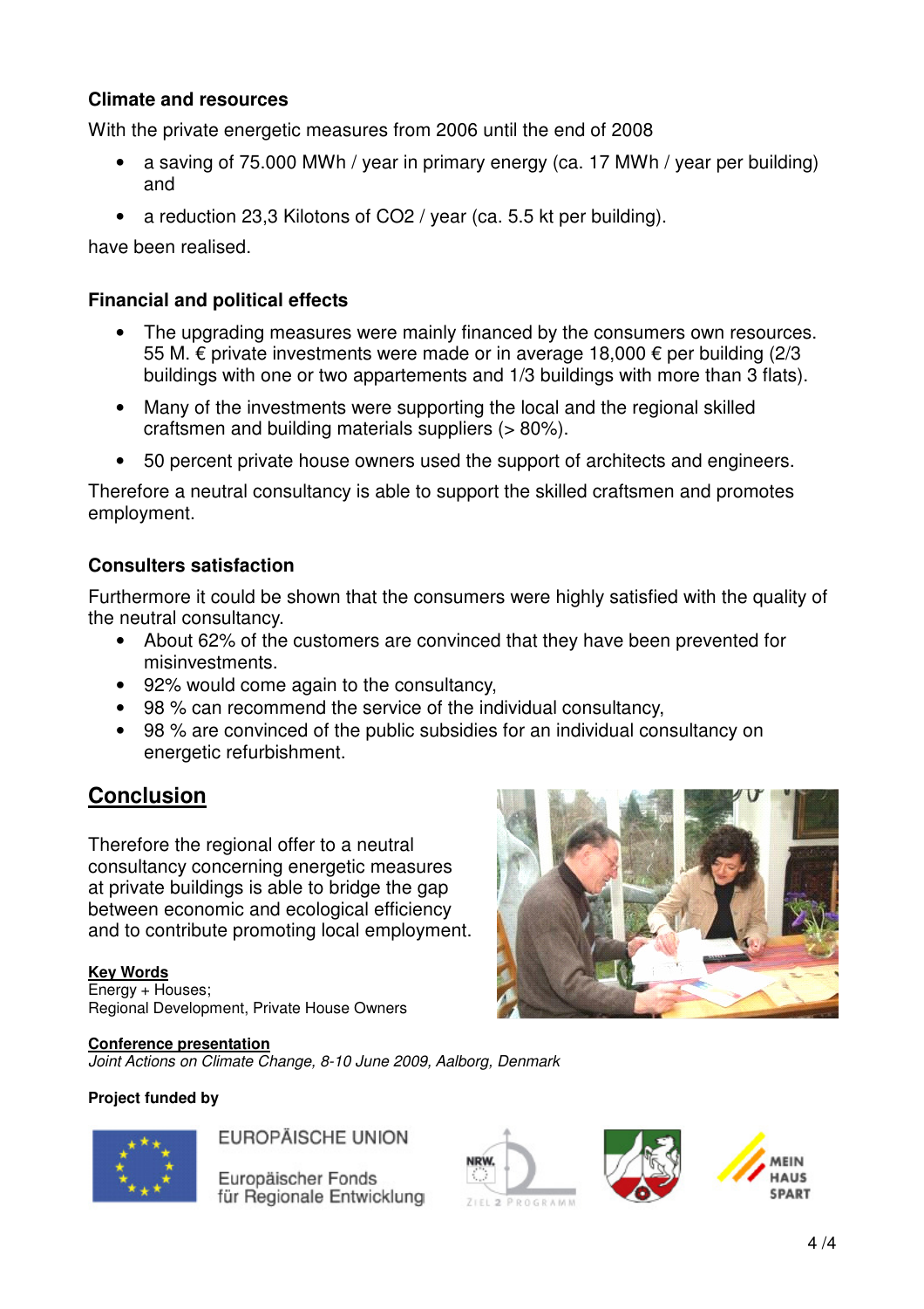### Climate and resources

With the private energetic measures from 2006 until the end of 2008

- a saving of 75.000 MWh / year in primary energy (ca. 17 MWh / year per building) and
- a reduction 23,3 Kilotons of $CO_2$ / year (ca. 5.5 kt per building).

have been realised.

### Financial and political effects

- The upgrading measures were mainly financed by the consumers own resources. 55 M. € private investments were made or in average 18,000 € per building (2/3 buildings with one or two appartements and 1/3 buildings with more than 3 flats).
- Many of the investments were supporting the local and the regional skilled craftsmen and building materials suppliers (> 80%).
- 50 percent private house owners used the support of architects and engineers.

Therefore a neutral consultancy is able to support the skilled craftsmen and promotes employment.

### Consulters satisfaction

Furthermore it could be shown that the consumers were highly satisfied with the quality of the neutral consultancy.

- About 62% of the customers are convinced that they have been prevented for misinvestments.
- 92% would come again to the consultancy,
- 98 % can recommend the service of the individual consultancy,
- 98 % are convinced of the public subsidies for an individual consultancy on energetic refurbishment.

## Conclusion

Therefore the regional offer to a neutral consultancy concerning energetic measures at private buildings is able to bridge the gap between economic and ecological efficiency and to contribute promoting local employment.

**Key Words**

Energy + Houses;
Regional Development, Private House Owners

**Conference presentation**

*Joint Actions on Climate Change, 8-10 June 2009, Aalborg, Denmark*

**Project funded by**

EUROPÄISCHE UNION

Europäischer Fonds für Regionale Entwicklung

NRW. ZIEL 2 PROGRAMM

MEIN HAUS SPART